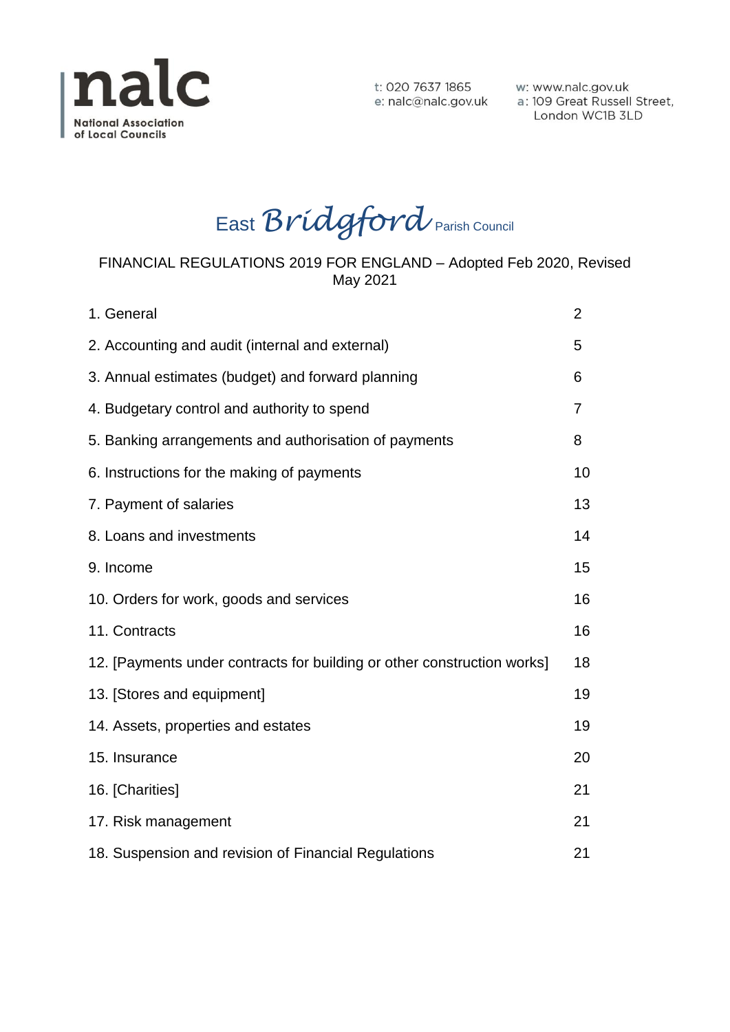**nalc**
National Association of Local Councils

t: 020 7637 1865
e: nalc@nalc.gov.uk

w: www.nalc.gov.uk
a: 109 Great Russell Street, London WC1B 3LD

# East *Bridgford* Parish Council

FINANCIAL REGULATIONS 2019 FOR ENGLAND – Adopted Feb 2020, Revised May 2021

| | |
|---|---|
| 1. General | 2 |
| 2. Accounting and audit (internal and external) | 5 |
| 3. Annual estimates (budget) and forward planning | 6 |
| 4. Budgetary control and authority to spend | 7 |
| 5. Banking arrangements and authorisation of payments | 8 |
| 6. Instructions for the making of payments | 10 |
| 7. Payment of salaries | 13 |
| 8. Loans and investments | 14 |
| 9. Income | 15 |
| 10. Orders for work, goods and services | 16 |
| 11. Contracts | 16 |
| 12. [Payments under contracts for building or other construction works] | 18 |
| 13. [Stores and equipment] | 19 |
| 14. Assets, properties and estates | 19 |
| 15. Insurance | 20 |
| 16. [Charities] | 21 |
| 17. Risk management | 21 |
| 18. Suspension and revision of Financial Regulations | 21 |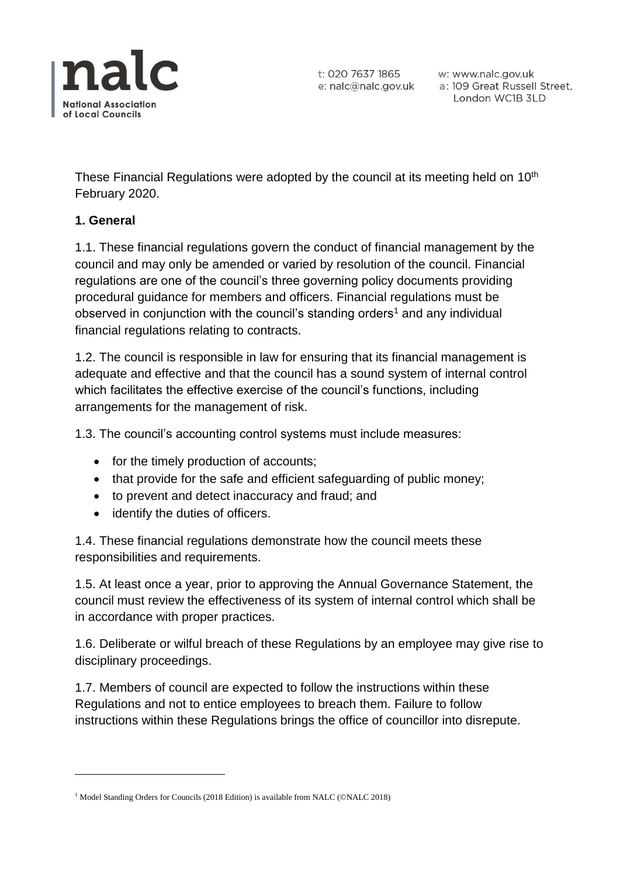These Financial Regulations were adopted by the council at its meeting held on 10th February 2020.

## 1. General

1.1. These financial regulations govern the conduct of financial management by the council and may only be amended or varied by resolution of the council. Financial regulations are one of the council's three governing policy documents providing procedural guidance for members and officers. Financial regulations must be observed in conjunction with the council's standing orders[1] and any individual financial regulations relating to contracts.

1.2. The council is responsible in law for ensuring that its financial management is adequate and effective and that the council has a sound system of internal control which facilitates the effective exercise of the council's functions, including arrangements for the management of risk.

1.3. The council's accounting control systems must include measures:

- for the timely production of accounts;
- that provide for the safe and efficient safeguarding of public money;
- to prevent and detect inaccuracy and fraud; and
- identify the duties of officers.

1.4. These financial regulations demonstrate how the council meets these responsibilities and requirements.

1.5. At least once a year, prior to approving the Annual Governance Statement, the council must review the effectiveness of its system of internal control which shall be in accordance with proper practices.

1.6. Deliberate or wilful breach of these Regulations by an employee may give rise to disciplinary proceedings.

1.7. Members of council are expected to follow the instructions within these Regulations and not to entice employees to breach them. Failure to follow instructions within these Regulations brings the office of councillor into disrepute.

---

[1] Model Standing Orders for Councils (2018 Edition) is available from NALC (©NALC 2018)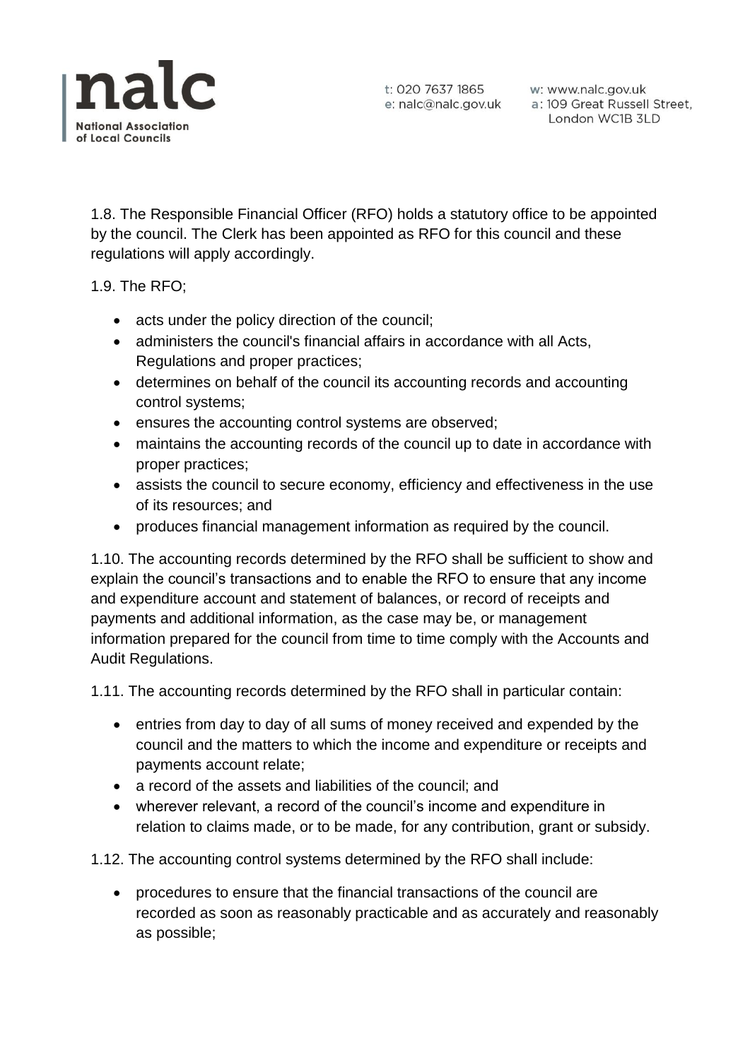1.8. The Responsible Financial Officer (RFO) holds a statutory office to be appointed by the council. The Clerk has been appointed as RFO for this council and these regulations will apply accordingly.

1.9. The RFO;

- acts under the policy direction of the council;
- administers the council's financial affairs in accordance with all Acts, Regulations and proper practices;
- determines on behalf of the council its accounting records and accounting control systems;
- ensures the accounting control systems are observed;
- maintains the accounting records of the council up to date in accordance with proper practices;
- assists the council to secure economy, efficiency and effectiveness in the use of its resources; and
- produces financial management information as required by the council.

1.10. The accounting records determined by the RFO shall be sufficient to show and explain the council's transactions and to enable the RFO to ensure that any income and expenditure account and statement of balances, or record of receipts and payments and additional information, as the case may be, or management information prepared for the council from time to time comply with the Accounts and Audit Regulations.

1.11. The accounting records determined by the RFO shall in particular contain:

- entries from day to day of all sums of money received and expended by the council and the matters to which the income and expenditure or receipts and payments account relate;
- a record of the assets and liabilities of the council; and
- wherever relevant, a record of the council's income and expenditure in relation to claims made, or to be made, for any contribution, grant or subsidy.

1.12. The accounting control systems determined by the RFO shall include:

- procedures to ensure that the financial transactions of the council are recorded as soon as reasonably practicable and as accurately and reasonably as possible;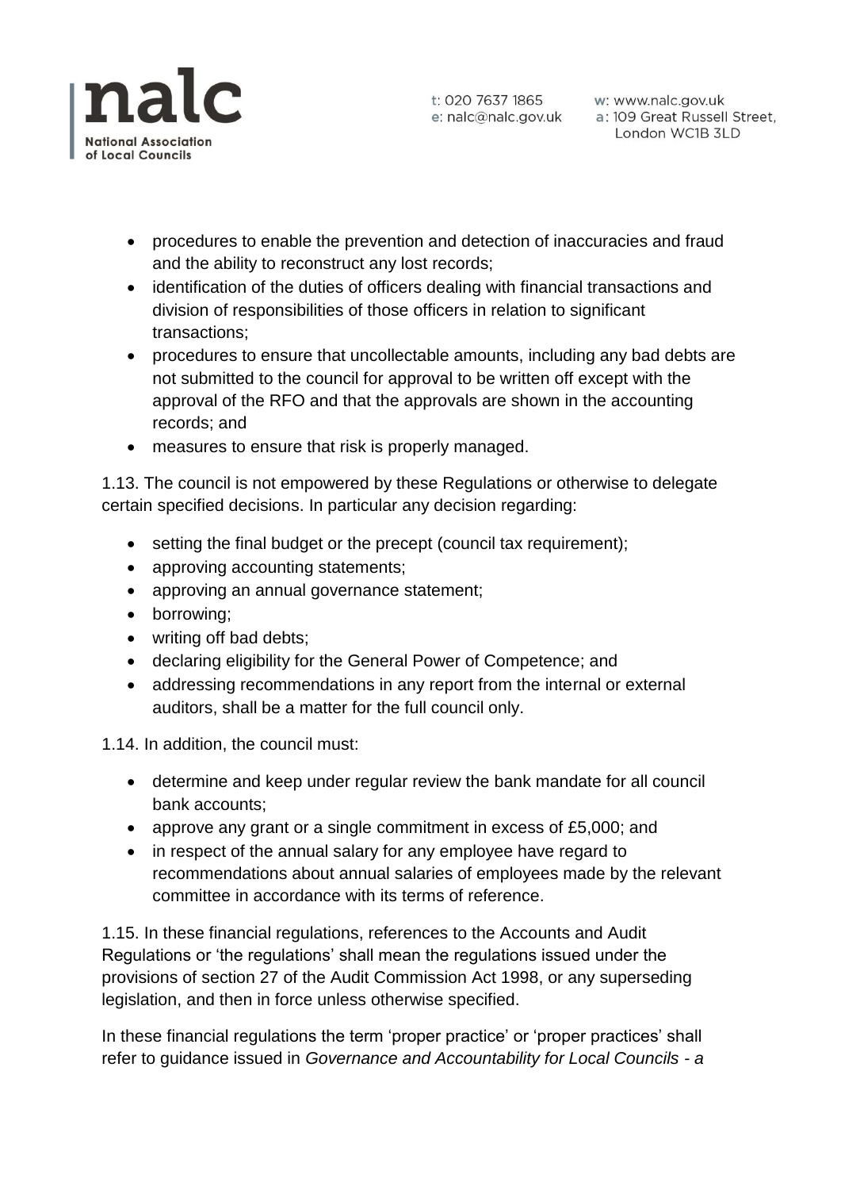- procedures to enable the prevention and detection of inaccuracies and fraud and the ability to reconstruct any lost records;
- identification of the duties of officers dealing with financial transactions and division of responsibilities of those officers in relation to significant transactions;
- procedures to ensure that uncollectable amounts, including any bad debts are not submitted to the council for approval to be written off except with the approval of the RFO and that the approvals are shown in the accounting records; and
- measures to ensure that risk is properly managed.

1.13. The council is not empowered by these Regulations or otherwise to delegate certain specified decisions. In particular any decision regarding:

- setting the final budget or the precept (council tax requirement);
- approving accounting statements;
- approving an annual governance statement;
- borrowing;
- writing off bad debts;
- declaring eligibility for the General Power of Competence; and
- addressing recommendations in any report from the internal or external auditors, shall be a matter for the full council only.

1.14. In addition, the council must:

- determine and keep under regular review the bank mandate for all council bank accounts;
- approve any grant or a single commitment in excess of £5,000; and
- in respect of the annual salary for any employee have regard to recommendations about annual salaries of employees made by the relevant committee in accordance with its terms of reference.

1.15. In these financial regulations, references to the Accounts and Audit Regulations or 'the regulations' shall mean the regulations issued under the provisions of section 27 of the Audit Commission Act 1998, or any superseding legislation, and then in force unless otherwise specified.

In these financial regulations the term 'proper practice' or 'proper practices' shall refer to guidance issued in *Governance and Accountability for Local Councils - a*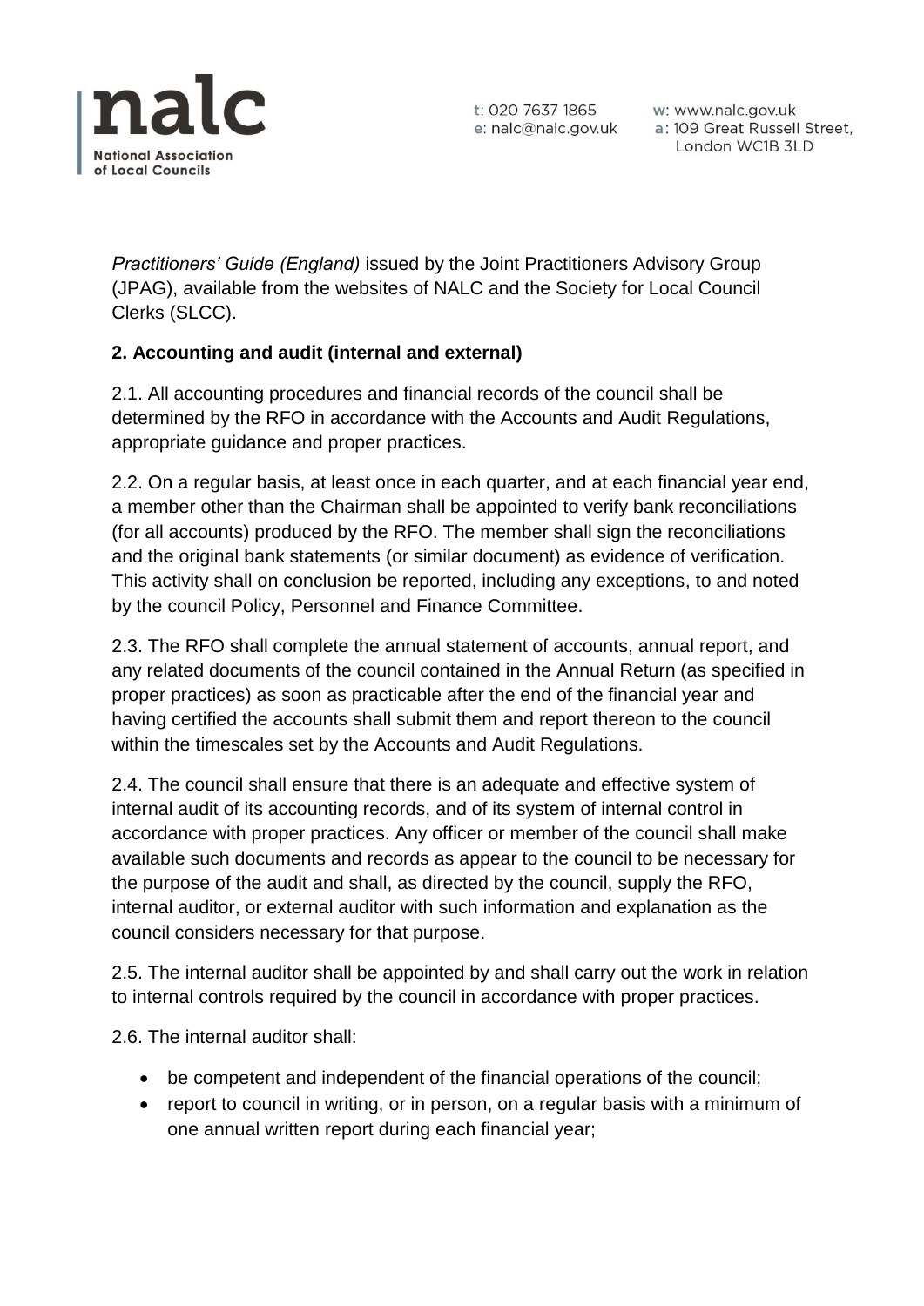*Practitioners' Guide (England)* issued by the Joint Practitioners Advisory Group (JPAG), available from the websites of NALC and the Society for Local Council Clerks (SLCC).

**2. Accounting and audit (internal and external)**

2.1. All accounting procedures and financial records of the council shall be determined by the RFO in accordance with the Accounts and Audit Regulations, appropriate guidance and proper practices.

2.2. On a regular basis, at least once in each quarter, and at each financial year end, a member other than the Chairman shall be appointed to verify bank reconciliations (for all accounts) produced by the RFO. The member shall sign the reconciliations and the original bank statements (or similar document) as evidence of verification. This activity shall on conclusion be reported, including any exceptions, to and noted by the council Policy, Personnel and Finance Committee.

2.3. The RFO shall complete the annual statement of accounts, annual report, and any related documents of the council contained in the Annual Return (as specified in proper practices) as soon as practicable after the end of the financial year and having certified the accounts shall submit them and report thereon to the council within the timescales set by the Accounts and Audit Regulations.

2.4. The council shall ensure that there is an adequate and effective system of internal audit of its accounting records, and of its system of internal control in accordance with proper practices. Any officer or member of the council shall make available such documents and records as appear to the council to be necessary for the purpose of the audit and shall, as directed by the council, supply the RFO, internal auditor, or external auditor with such information and explanation as the council considers necessary for that purpose.

2.5. The internal auditor shall be appointed by and shall carry out the work in relation to internal controls required by the council in accordance with proper practices.

2.6. The internal auditor shall:

- be competent and independent of the financial operations of the council;
- report to council in writing, or in person, on a regular basis with a minimum of one annual written report during each financial year;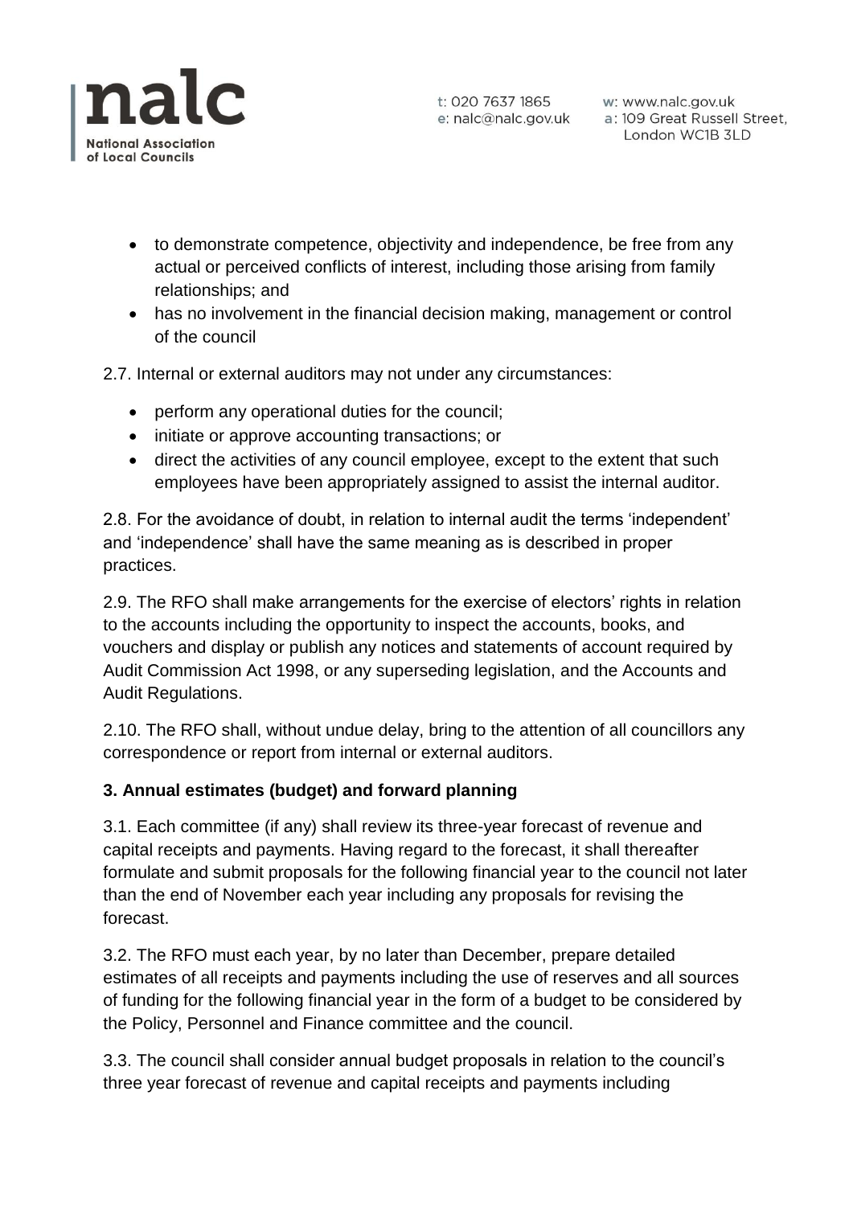- to demonstrate competence, objectivity and independence, be free from any actual or perceived conflicts of interest, including those arising from family relationships; and
- has no involvement in the financial decision making, management or control of the council

2.7. Internal or external auditors may not under any circumstances:

- perform any operational duties for the council;
- initiate or approve accounting transactions; or
- direct the activities of any council employee, except to the extent that such employees have been appropriately assigned to assist the internal auditor.

2.8. For the avoidance of doubt, in relation to internal audit the terms 'independent' and 'independence' shall have the same meaning as is described in proper practices.

2.9. The RFO shall make arrangements for the exercise of electors' rights in relation to the accounts including the opportunity to inspect the accounts, books, and vouchers and display or publish any notices and statements of account required by Audit Commission Act 1998, or any superseding legislation, and the Accounts and Audit Regulations.

2.10. The RFO shall, without undue delay, bring to the attention of all councillors any correspondence or report from internal or external auditors.

**3. Annual estimates (budget) and forward planning**

3.1. Each committee (if any) shall review its three-year forecast of revenue and capital receipts and payments. Having regard to the forecast, it shall thereafter formulate and submit proposals for the following financial year to the council not later than the end of November each year including any proposals for revising the forecast.

3.2. The RFO must each year, by no later than December, prepare detailed estimates of all receipts and payments including the use of reserves and all sources of funding for the following financial year in the form of a budget to be considered by the Policy, Personnel and Finance committee and the council.

3.3. The council shall consider annual budget proposals in relation to the council's three year forecast of revenue and capital receipts and payments including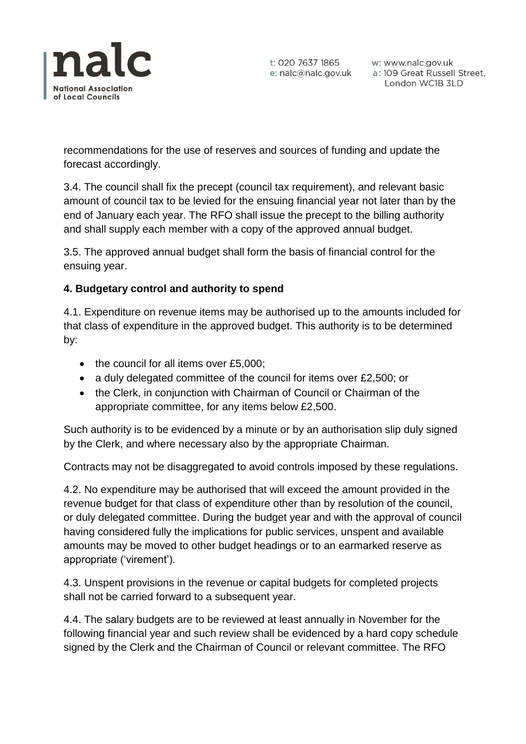recommendations for the use of reserves and sources of funding and update the forecast accordingly.

3.4. The council shall fix the precept (council tax requirement), and relevant basic amount of council tax to be levied for the ensuing financial year not later than by the end of January each year. The RFO shall issue the precept to the billing authority and shall supply each member with a copy of the approved annual budget.

3.5. The approved annual budget shall form the basis of financial control for the ensuing year.

**4. Budgetary control and authority to spend**

4.1. Expenditure on revenue items may be authorised up to the amounts included for that class of expenditure in the approved budget. This authority is to be determined by:

- the council for all items over £5,000;
- a duly delegated committee of the council for items over £2,500; or
- the Clerk, in conjunction with Chairman of Council or Chairman of the appropriate committee, for any items below £2,500.

Such authority is to be evidenced by a minute or by an authorisation slip duly signed by the Clerk, and where necessary also by the appropriate Chairman.

Contracts may not be disaggregated to avoid controls imposed by these regulations.

4.2. No expenditure may be authorised that will exceed the amount provided in the revenue budget for that class of expenditure other than by resolution of the council, or duly delegated committee. During the budget year and with the approval of council having considered fully the implications for public services, unspent and available amounts may be moved to other budget headings or to an earmarked reserve as appropriate ('virement').

4.3. Unspent provisions in the revenue or capital budgets for completed projects shall not be carried forward to a subsequent year.

4.4. The salary budgets are to be reviewed at least annually in November for the following financial year and such review shall be evidenced by a hard copy schedule signed by the Clerk and the Chairman of Council or relevant committee. The RFO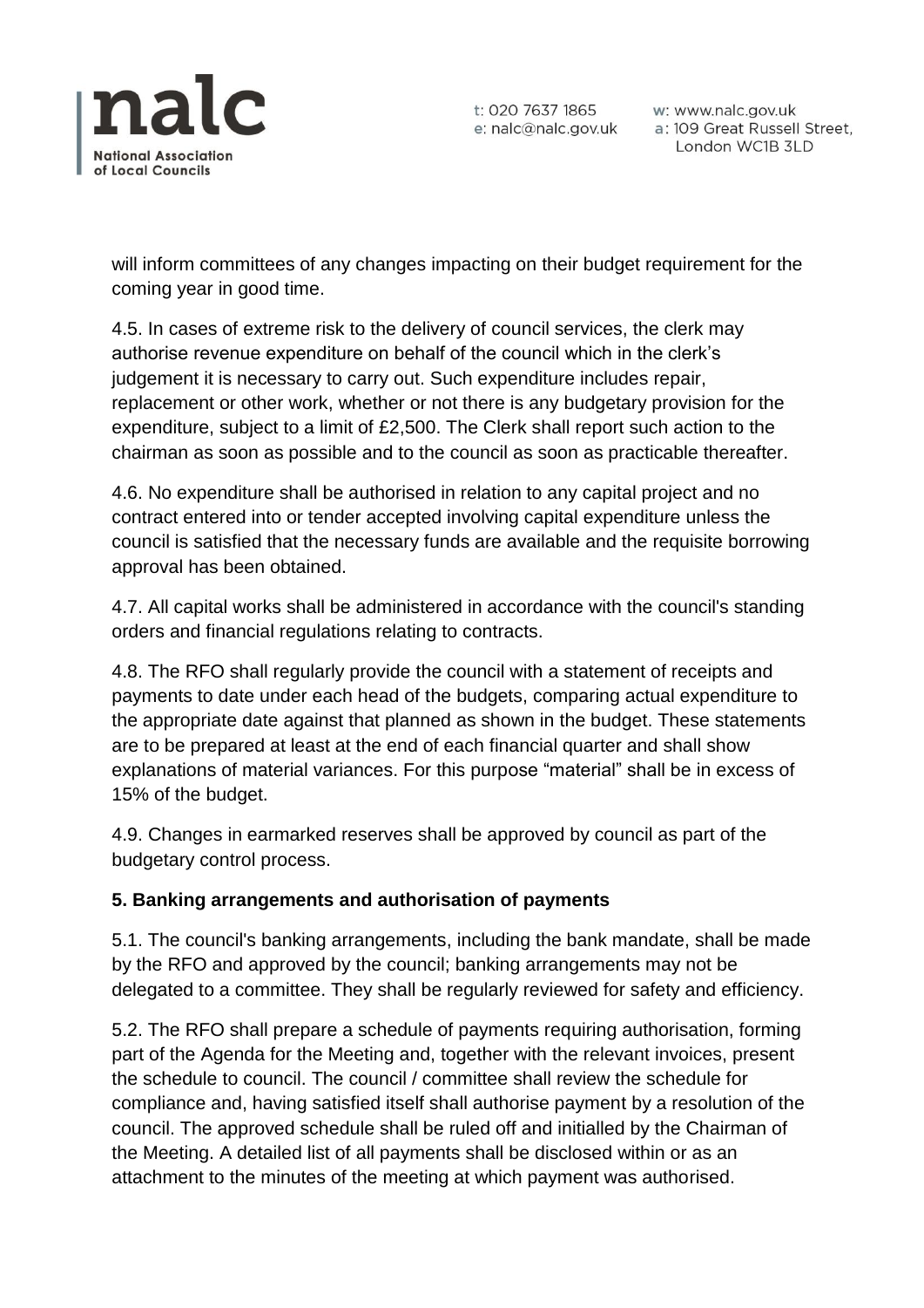will inform committees of any changes impacting on their budget requirement for the coming year in good time.

4.5. In cases of extreme risk to the delivery of council services, the clerk may authorise revenue expenditure on behalf of the council which in the clerk's judgement it is necessary to carry out. Such expenditure includes repair, replacement or other work, whether or not there is any budgetary provision for the expenditure, subject to a limit of £2,500. The Clerk shall report such action to the chairman as soon as possible and to the council as soon as practicable thereafter.

4.6. No expenditure shall be authorised in relation to any capital project and no contract entered into or tender accepted involving capital expenditure unless the council is satisfied that the necessary funds are available and the requisite borrowing approval has been obtained.

4.7. All capital works shall be administered in accordance with the council's standing orders and financial regulations relating to contracts.

4.8. The RFO shall regularly provide the council with a statement of receipts and payments to date under each head of the budgets, comparing actual expenditure to the appropriate date against that planned as shown in the budget. These statements are to be prepared at least at the end of each financial quarter and shall show explanations of material variances. For this purpose "material" shall be in excess of 15% of the budget.

4.9. Changes in earmarked reserves shall be approved by council as part of the budgetary control process.

**5. Banking arrangements and authorisation of payments**

5.1. The council's banking arrangements, including the bank mandate, shall be made by the RFO and approved by the council; banking arrangements may not be delegated to a committee. They shall be regularly reviewed for safety and efficiency.

5.2. The RFO shall prepare a schedule of payments requiring authorisation, forming part of the Agenda for the Meeting and, together with the relevant invoices, present the schedule to council. The council / committee shall review the schedule for compliance and, having satisfied itself shall authorise payment by a resolution of the council. The approved schedule shall be ruled off and initialled by the Chairman of the Meeting. A detailed list of all payments shall be disclosed within or as an attachment to the minutes of the meeting at which payment was authorised.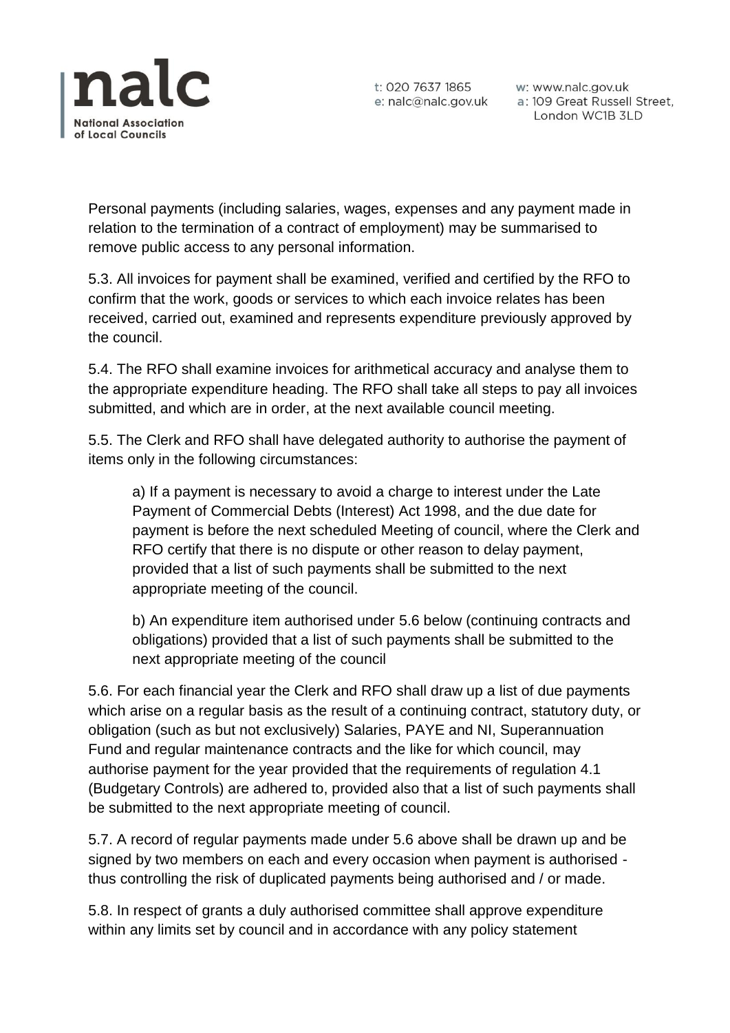Personal payments (including salaries, wages, expenses and any payment made in relation to the termination of a contract of employment) may be summarised to remove public access to any personal information.

5.3. All invoices for payment shall be examined, verified and certified by the RFO to confirm that the work, goods or services to which each invoice relates has been received, carried out, examined and represents expenditure previously approved by the council.

5.4. The RFO shall examine invoices for arithmetical accuracy and analyse them to the appropriate expenditure heading. The RFO shall take all steps to pay all invoices submitted, and which are in order, at the next available council meeting.

5.5. The Clerk and RFO shall have delegated authority to authorise the payment of items only in the following circumstances:

a) If a payment is necessary to avoid a charge to interest under the Late Payment of Commercial Debts (Interest) Act 1998, and the due date for payment is before the next scheduled Meeting of council, where the Clerk and RFO certify that there is no dispute or other reason to delay payment, provided that a list of such payments shall be submitted to the next appropriate meeting of the council.

b) An expenditure item authorised under 5.6 below (continuing contracts and obligations) provided that a list of such payments shall be submitted to the next appropriate meeting of the council

5.6. For each financial year the Clerk and RFO shall draw up a list of due payments which arise on a regular basis as the result of a continuing contract, statutory duty, or obligation (such as but not exclusively) Salaries, PAYE and NI, Superannuation Fund and regular maintenance contracts and the like for which council, may authorise payment for the year provided that the requirements of regulation 4.1 (Budgetary Controls) are adhered to, provided also that a list of such payments shall be submitted to the next appropriate meeting of council.

5.7. A record of regular payments made under 5.6 above shall be drawn up and be signed by two members on each and every occasion when payment is authorised - thus controlling the risk of duplicated payments being authorised and / or made.

5.8. In respect of grants a duly authorised committee shall approve expenditure within any limits set by council and in accordance with any policy statement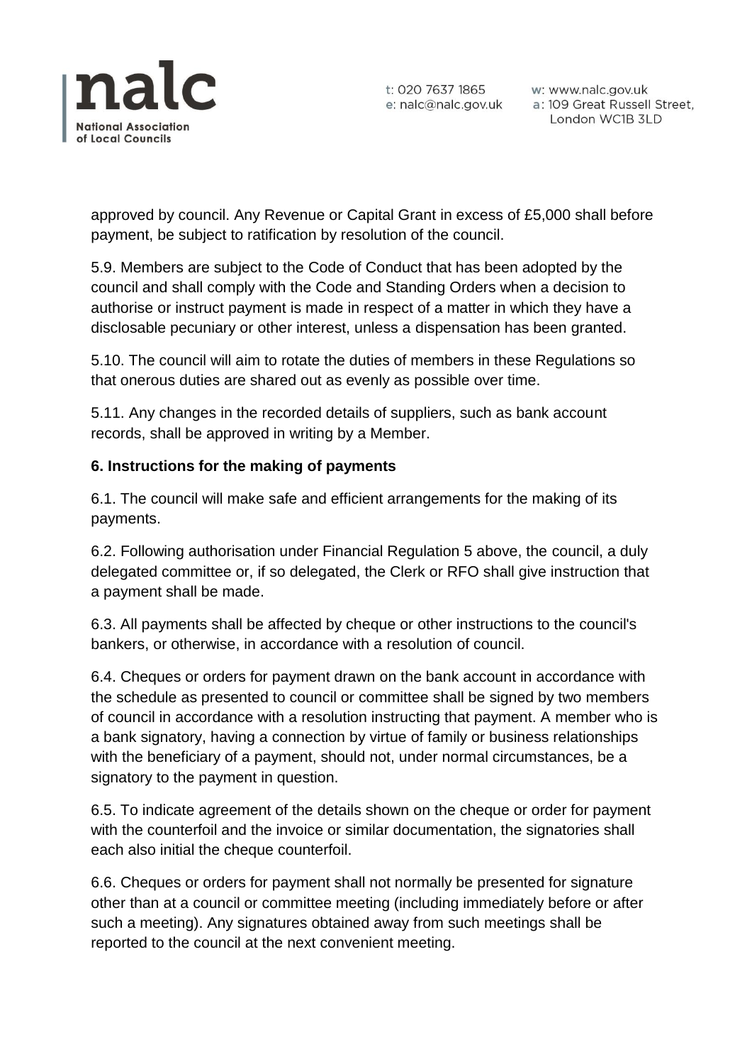approved by council. Any Revenue or Capital Grant in excess of £5,000 shall before payment, be subject to ratification by resolution of the council.

5.9. Members are subject to the Code of Conduct that has been adopted by the council and shall comply with the Code and Standing Orders when a decision to authorise or instruct payment is made in respect of a matter in which they have a disclosable pecuniary or other interest, unless a dispensation has been granted.

5.10. The council will aim to rotate the duties of members in these Regulations so that onerous duties are shared out as evenly as possible over time.

5.11. Any changes in the recorded details of suppliers, such as bank account records, shall be approved in writing by a Member.

**6. Instructions for the making of payments**

6.1. The council will make safe and efficient arrangements for the making of its payments.

6.2. Following authorisation under Financial Regulation 5 above, the council, a duly delegated committee or, if so delegated, the Clerk or RFO shall give instruction that a payment shall be made.

6.3. All payments shall be affected by cheque or other instructions to the council's bankers, or otherwise, in accordance with a resolution of council.

6.4. Cheques or orders for payment drawn on the bank account in accordance with the schedule as presented to council or committee shall be signed by two members of council in accordance with a resolution instructing that payment. A member who is a bank signatory, having a connection by virtue of family or business relationships with the beneficiary of a payment, should not, under normal circumstances, be a signatory to the payment in question.

6.5. To indicate agreement of the details shown on the cheque or order for payment with the counterfoil and the invoice or similar documentation, the signatories shall each also initial the cheque counterfoil.

6.6. Cheques or orders for payment shall not normally be presented for signature other than at a council or committee meeting (including immediately before or after such a meeting). Any signatures obtained away from such meetings shall be reported to the council at the next convenient meeting.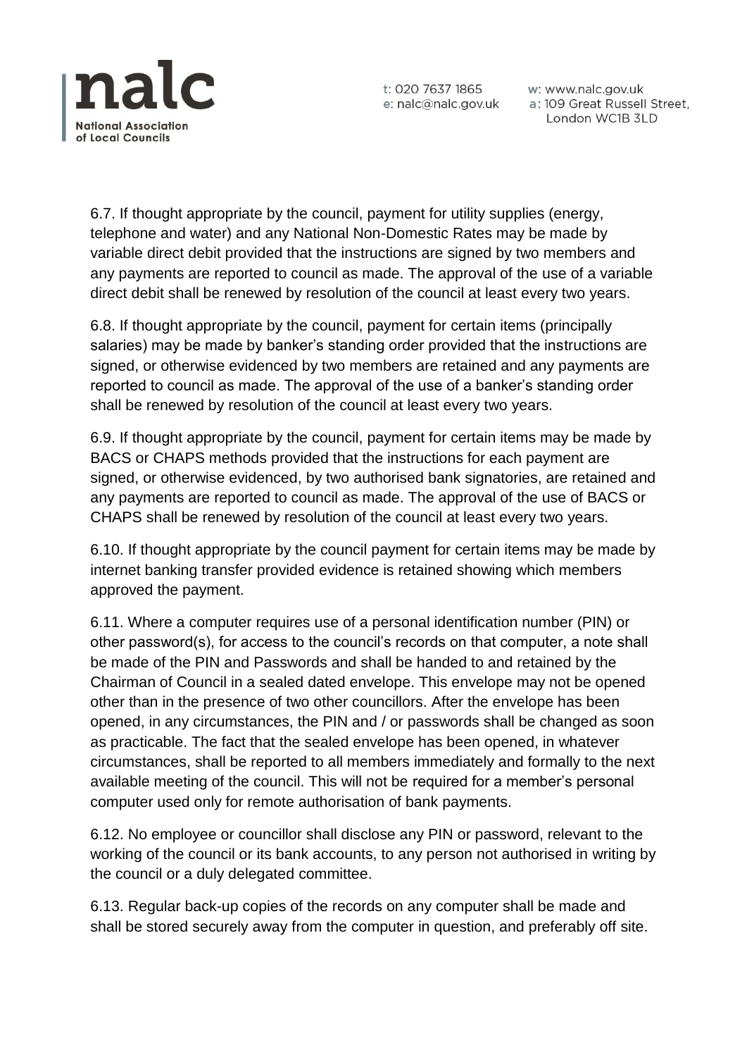6.7. If thought appropriate by the council, payment for utility supplies (energy, telephone and water) and any National Non-Domestic Rates may be made by variable direct debit provided that the instructions are signed by two members and any payments are reported to council as made. The approval of the use of a variable direct debit shall be renewed by resolution of the council at least every two years.

6.8. If thought appropriate by the council, payment for certain items (principally salaries) may be made by banker's standing order provided that the instructions are signed, or otherwise evidenced by two members are retained and any payments are reported to council as made. The approval of the use of a banker's standing order shall be renewed by resolution of the council at least every two years.

6.9. If thought appropriate by the council, payment for certain items may be made by BACS or CHAPS methods provided that the instructions for each payment are signed, or otherwise evidenced, by two authorised bank signatories, are retained and any payments are reported to council as made. The approval of the use of BACS or CHAPS shall be renewed by resolution of the council at least every two years.

6.10. If thought appropriate by the council payment for certain items may be made by internet banking transfer provided evidence is retained showing which members approved the payment.

6.11. Where a computer requires use of a personal identification number (PIN) or other password(s), for access to the council's records on that computer, a note shall be made of the PIN and Passwords and shall be handed to and retained by the Chairman of Council in a sealed dated envelope. This envelope may not be opened other than in the presence of two other councillors. After the envelope has been opened, in any circumstances, the PIN and / or passwords shall be changed as soon as practicable. The fact that the sealed envelope has been opened, in whatever circumstances, shall be reported to all members immediately and formally to the next available meeting of the council. This will not be required for a member's personal computer used only for remote authorisation of bank payments.

6.12. No employee or councillor shall disclose any PIN or password, relevant to the working of the council or its bank accounts, to any person not authorised in writing by the council or a duly delegated committee.

6.13. Regular back-up copies of the records on any computer shall be made and shall be stored securely away from the computer in question, and preferably off site.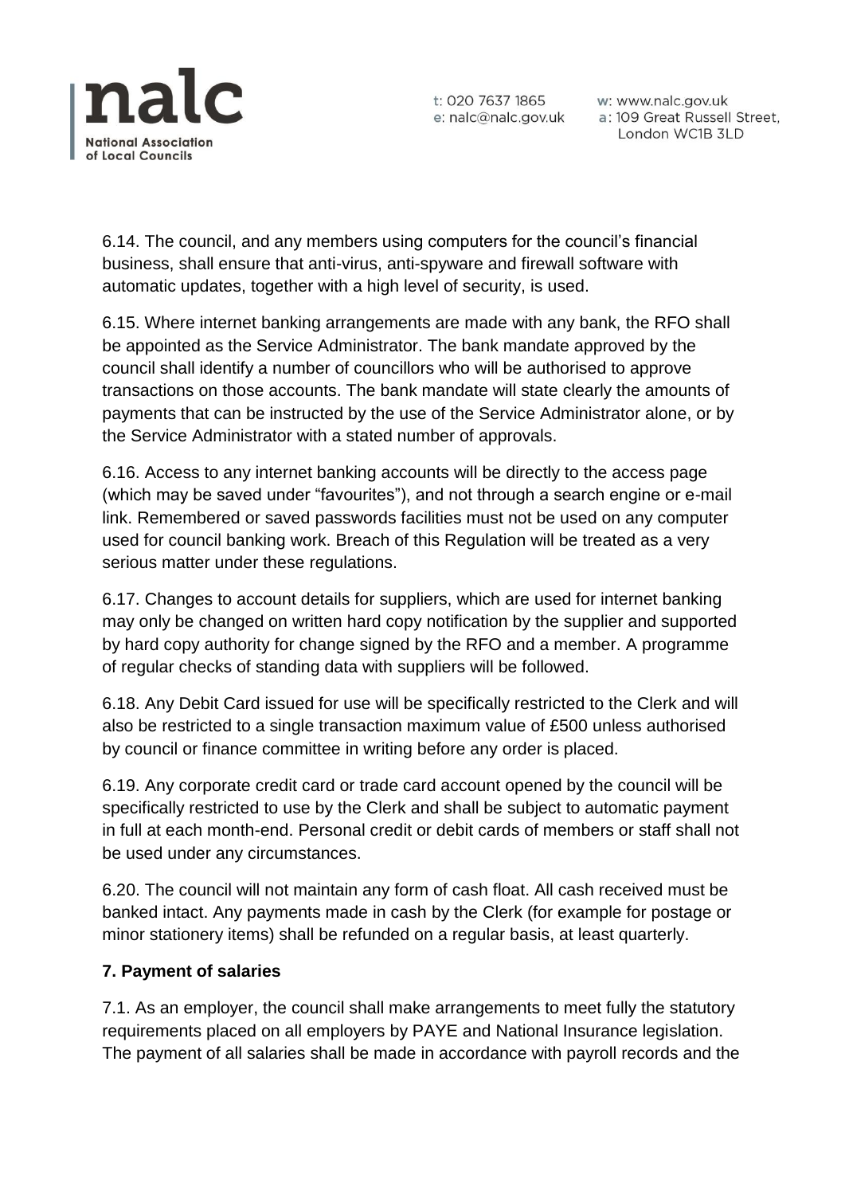6.14. The council, and any members using computers for the council's financial business, shall ensure that anti-virus, anti-spyware and firewall software with automatic updates, together with a high level of security, is used.

6.15. Where internet banking arrangements are made with any bank, the RFO shall be appointed as the Service Administrator. The bank mandate approved by the council shall identify a number of councillors who will be authorised to approve transactions on those accounts. The bank mandate will state clearly the amounts of payments that can be instructed by the use of the Service Administrator alone, or by the Service Administrator with a stated number of approvals.

6.16. Access to any internet banking accounts will be directly to the access page (which may be saved under "favourites"), and not through a search engine or e-mail link. Remembered or saved passwords facilities must not be used on any computer used for council banking work. Breach of this Regulation will be treated as a very serious matter under these regulations.

6.17. Changes to account details for suppliers, which are used for internet banking may only be changed on written hard copy notification by the supplier and supported by hard copy authority for change signed by the RFO and a member. A programme of regular checks of standing data with suppliers will be followed.

6.18. Any Debit Card issued for use will be specifically restricted to the Clerk and will also be restricted to a single transaction maximum value of £500 unless authorised by council or finance committee in writing before any order is placed.

6.19. Any corporate credit card or trade card account opened by the council will be specifically restricted to use by the Clerk and shall be subject to automatic payment in full at each month-end. Personal credit or debit cards of members or staff shall not be used under any circumstances.

6.20. The council will not maintain any form of cash float. All cash received must be banked intact. Any payments made in cash by the Clerk (for example for postage or minor stationery items) shall be refunded on a regular basis, at least quarterly.

**7. Payment of salaries**

7.1. As an employer, the council shall make arrangements to meet fully the statutory requirements placed on all employers by PAYE and National Insurance legislation. The payment of all salaries shall be made in accordance with payroll records and the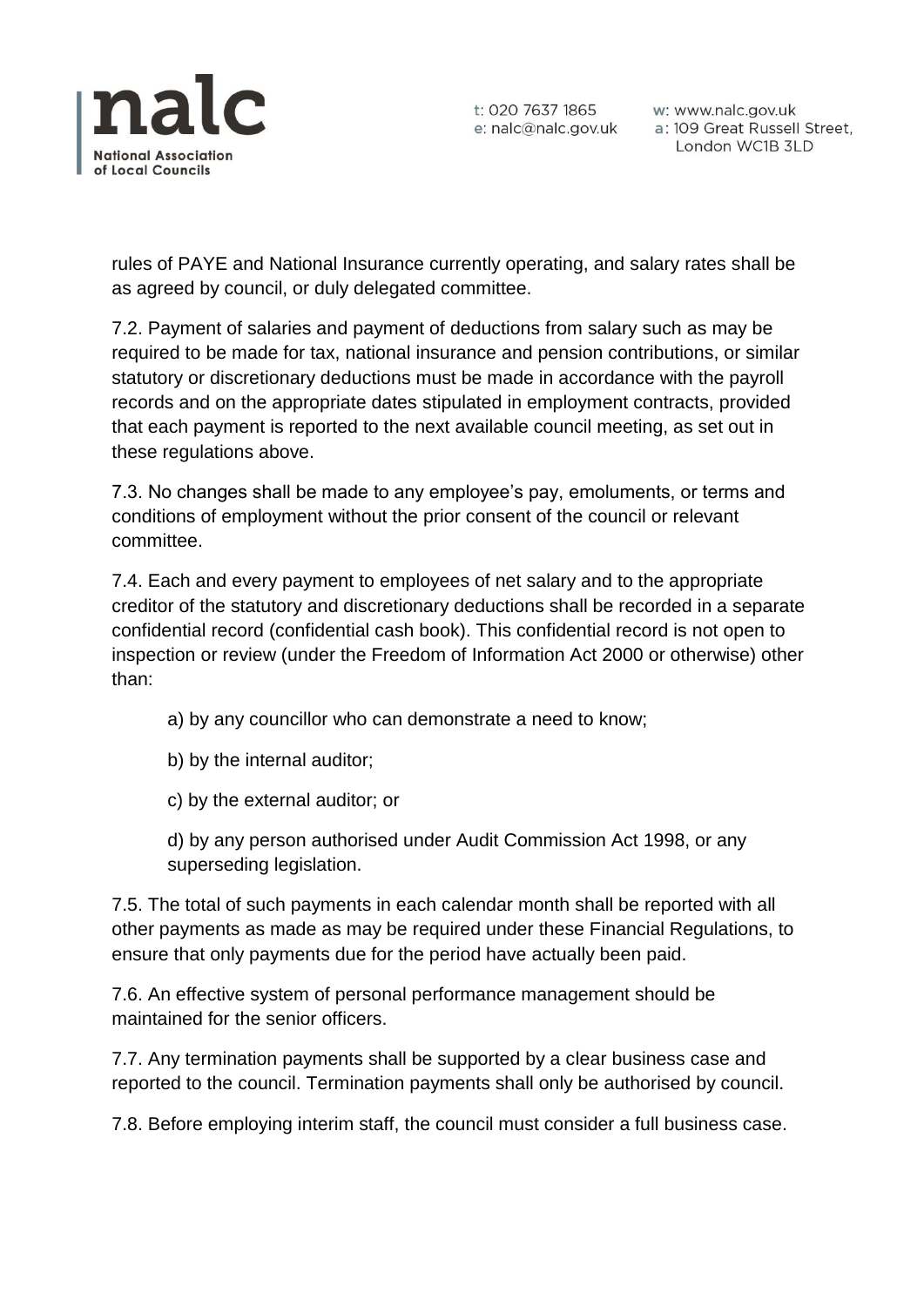rules of PAYE and National Insurance currently operating, and salary rates shall be as agreed by council, or duly delegated committee.

7.2. Payment of salaries and payment of deductions from salary such as may be required to be made for tax, national insurance and pension contributions, or similar statutory or discretionary deductions must be made in accordance with the payroll records and on the appropriate dates stipulated in employment contracts, provided that each payment is reported to the next available council meeting, as set out in these regulations above.

7.3. No changes shall be made to any employee's pay, emoluments, or terms and conditions of employment without the prior consent of the council or relevant committee.

7.4. Each and every payment to employees of net salary and to the appropriate creditor of the statutory and discretionary deductions shall be recorded in a separate confidential record (confidential cash book). This confidential record is not open to inspection or review (under the Freedom of Information Act 2000 or otherwise) other than:

a) by any councillor who can demonstrate a need to know;

b) by the internal auditor;

c) by the external auditor; or

d) by any person authorised under Audit Commission Act 1998, or any superseding legislation.

7.5. The total of such payments in each calendar month shall be reported with all other payments as made as may be required under these Financial Regulations, to ensure that only payments due for the period have actually been paid.

7.6. An effective system of personal performance management should be maintained for the senior officers.

7.7. Any termination payments shall be supported by a clear business case and reported to the council. Termination payments shall only be authorised by council.

7.8. Before employing interim staff, the council must consider a full business case.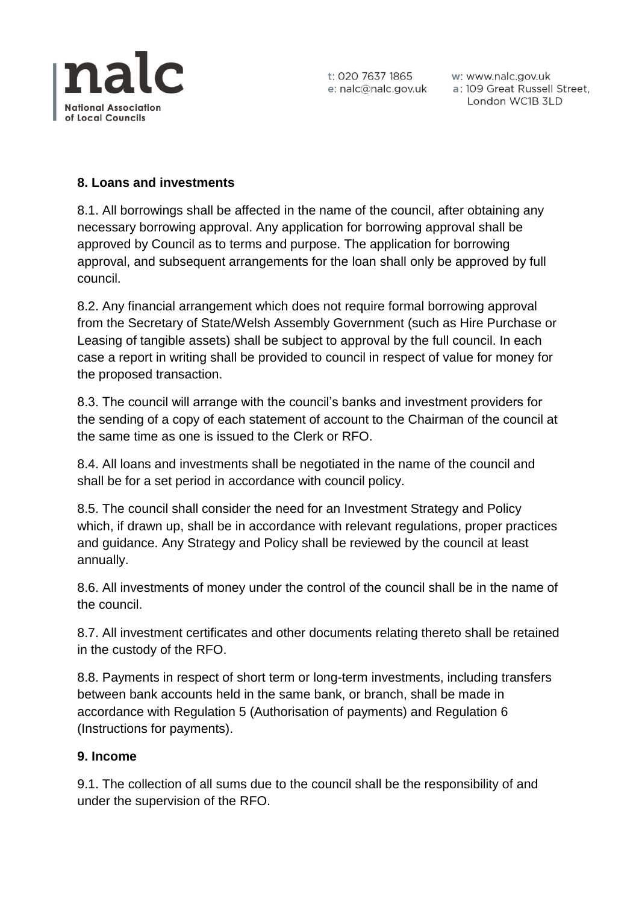## 8. Loans and investments

8.1. All borrowings shall be affected in the name of the council, after obtaining any necessary borrowing approval. Any application for borrowing approval shall be approved by Council as to terms and purpose. The application for borrowing approval, and subsequent arrangements for the loan shall only be approved by full council.

8.2. Any financial arrangement which does not require formal borrowing approval from the Secretary of State/Welsh Assembly Government (such as Hire Purchase or Leasing of tangible assets) shall be subject to approval by the full council. In each case a report in writing shall be provided to council in respect of value for money for the proposed transaction.

8.3. The council will arrange with the council's banks and investment providers for the sending of a copy of each statement of account to the Chairman of the council at the same time as one is issued to the Clerk or RFO.

8.4. All loans and investments shall be negotiated in the name of the council and shall be for a set period in accordance with council policy.

8.5. The council shall consider the need for an Investment Strategy and Policy which, if drawn up, shall be in accordance with relevant regulations, proper practices and guidance. Any Strategy and Policy shall be reviewed by the council at least annually.

8.6. All investments of money under the control of the council shall be in the name of the council.

8.7. All investment certificates and other documents relating thereto shall be retained in the custody of the RFO.

8.8. Payments in respect of short term or long-term investments, including transfers between bank accounts held in the same bank, or branch, shall be made in accordance with Regulation 5 (Authorisation of payments) and Regulation 6 (Instructions for payments).

## 9. Income

9.1. The collection of all sums due to the council shall be the responsibility of and under the supervision of the RFO.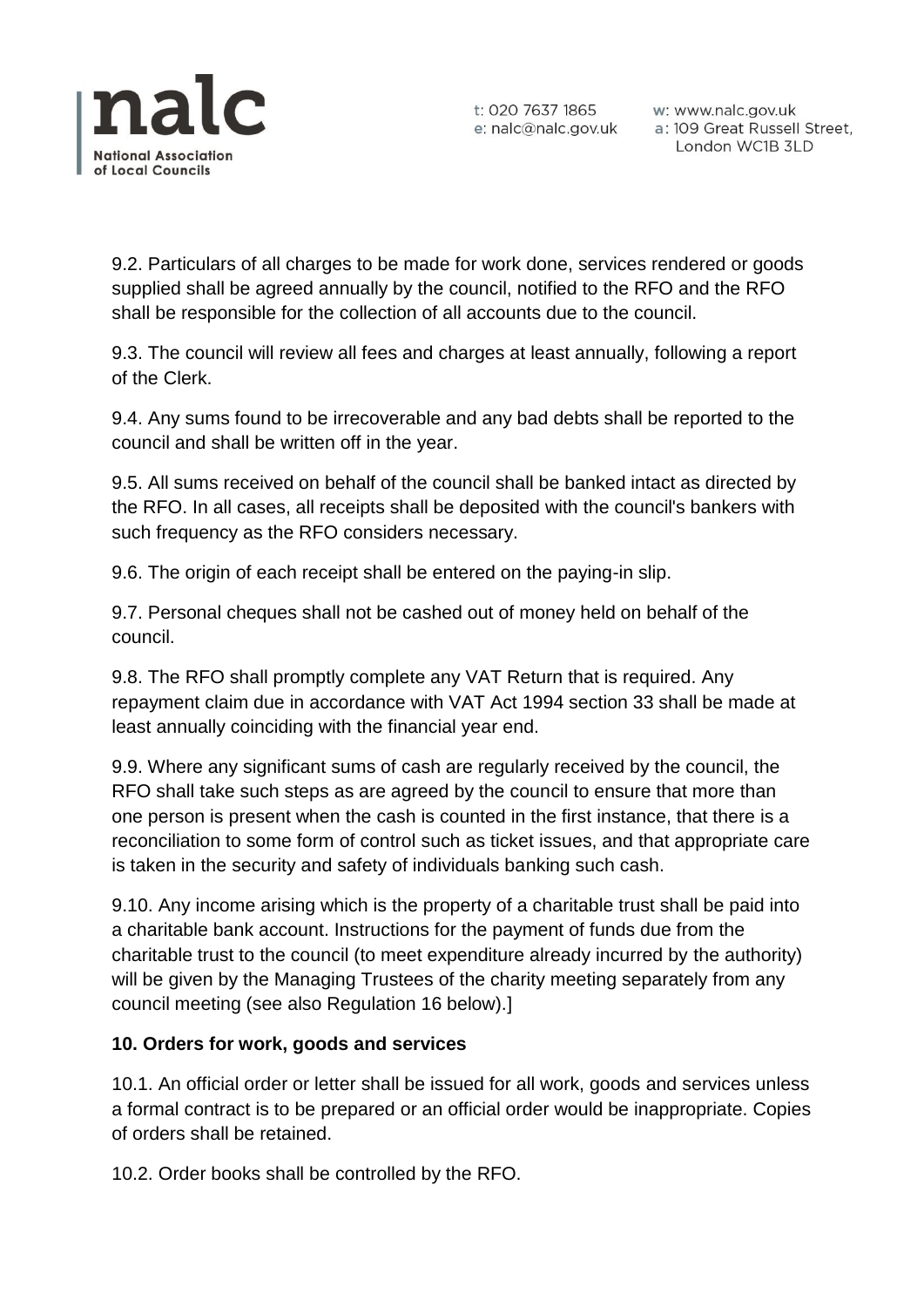9.2. Particulars of all charges to be made for work done, services rendered or goods supplied shall be agreed annually by the council, notified to the RFO and the RFO shall be responsible for the collection of all accounts due to the council.

9.3. The council will review all fees and charges at least annually, following a report of the Clerk.

9.4. Any sums found to be irrecoverable and any bad debts shall be reported to the council and shall be written off in the year.

9.5. All sums received on behalf of the council shall be banked intact as directed by the RFO. In all cases, all receipts shall be deposited with the council's bankers with such frequency as the RFO considers necessary.

9.6. The origin of each receipt shall be entered on the paying-in slip.

9.7. Personal cheques shall not be cashed out of money held on behalf of the council.

9.8. The RFO shall promptly complete any VAT Return that is required. Any repayment claim due in accordance with VAT Act 1994 section 33 shall be made at least annually coinciding with the financial year end.

9.9. Where any significant sums of cash are regularly received by the council, the RFO shall take such steps as are agreed by the council to ensure that more than one person is present when the cash is counted in the first instance, that there is a reconciliation to some form of control such as ticket issues, and that appropriate care is taken in the security and safety of individuals banking such cash.

9.10. Any income arising which is the property of a charitable trust shall be paid into a charitable bank account. Instructions for the payment of funds due from the charitable trust to the council (to meet expenditure already incurred by the authority) will be given by the Managing Trustees of the charity meeting separately from any council meeting (see also Regulation 16 below).]

**10. Orders for work, goods and services**

10.1. An official order or letter shall be issued for all work, goods and services unless a formal contract is to be prepared or an official order would be inappropriate. Copies of orders shall be retained.

10.2. Order books shall be controlled by the RFO.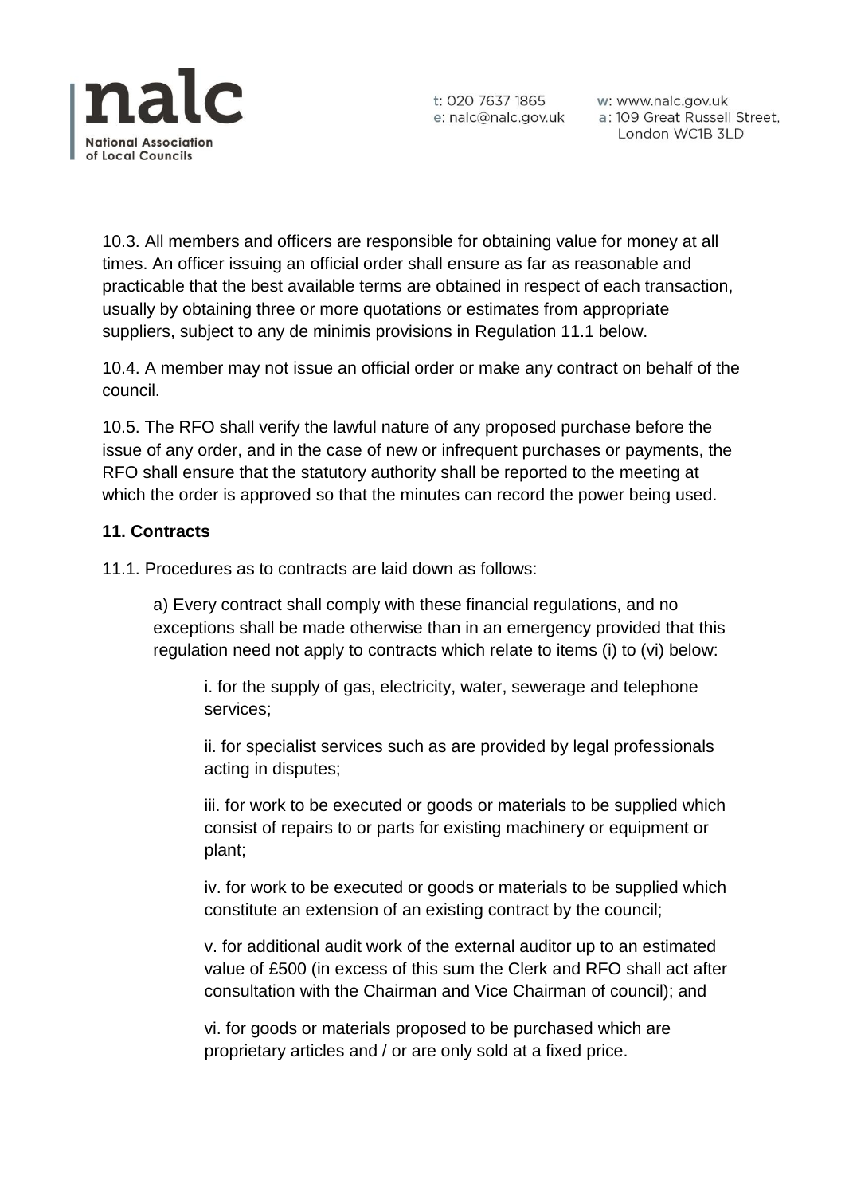10.3. All members and officers are responsible for obtaining value for money at all times. An officer issuing an official order shall ensure as far as reasonable and practicable that the best available terms are obtained in respect of each transaction, usually by obtaining three or more quotations or estimates from appropriate suppliers, subject to any de minimis provisions in Regulation 11.1 below.

10.4. A member may not issue an official order or make any contract on behalf of the council.

10.5. The RFO shall verify the lawful nature of any proposed purchase before the issue of any order, and in the case of new or infrequent purchases or payments, the RFO shall ensure that the statutory authority shall be reported to the meeting at which the order is approved so that the minutes can record the power being used.

**11. Contracts**

11.1. Procedures as to contracts are laid down as follows:

a) Every contract shall comply with these financial regulations, and no exceptions shall be made otherwise than in an emergency provided that this regulation need not apply to contracts which relate to items (i) to (vi) below:

i. for the supply of gas, electricity, water, sewerage and telephone services;

ii. for specialist services such as are provided by legal professionals acting in disputes;

iii. for work to be executed or goods or materials to be supplied which consist of repairs to or parts for existing machinery or equipment or plant;

iv. for work to be executed or goods or materials to be supplied which constitute an extension of an existing contract by the council;

v. for additional audit work of the external auditor up to an estimated value of £500 (in excess of this sum the Clerk and RFO shall act after consultation with the Chairman and Vice Chairman of council); and

vi. for goods or materials proposed to be purchased which are proprietary articles and / or are only sold at a fixed price.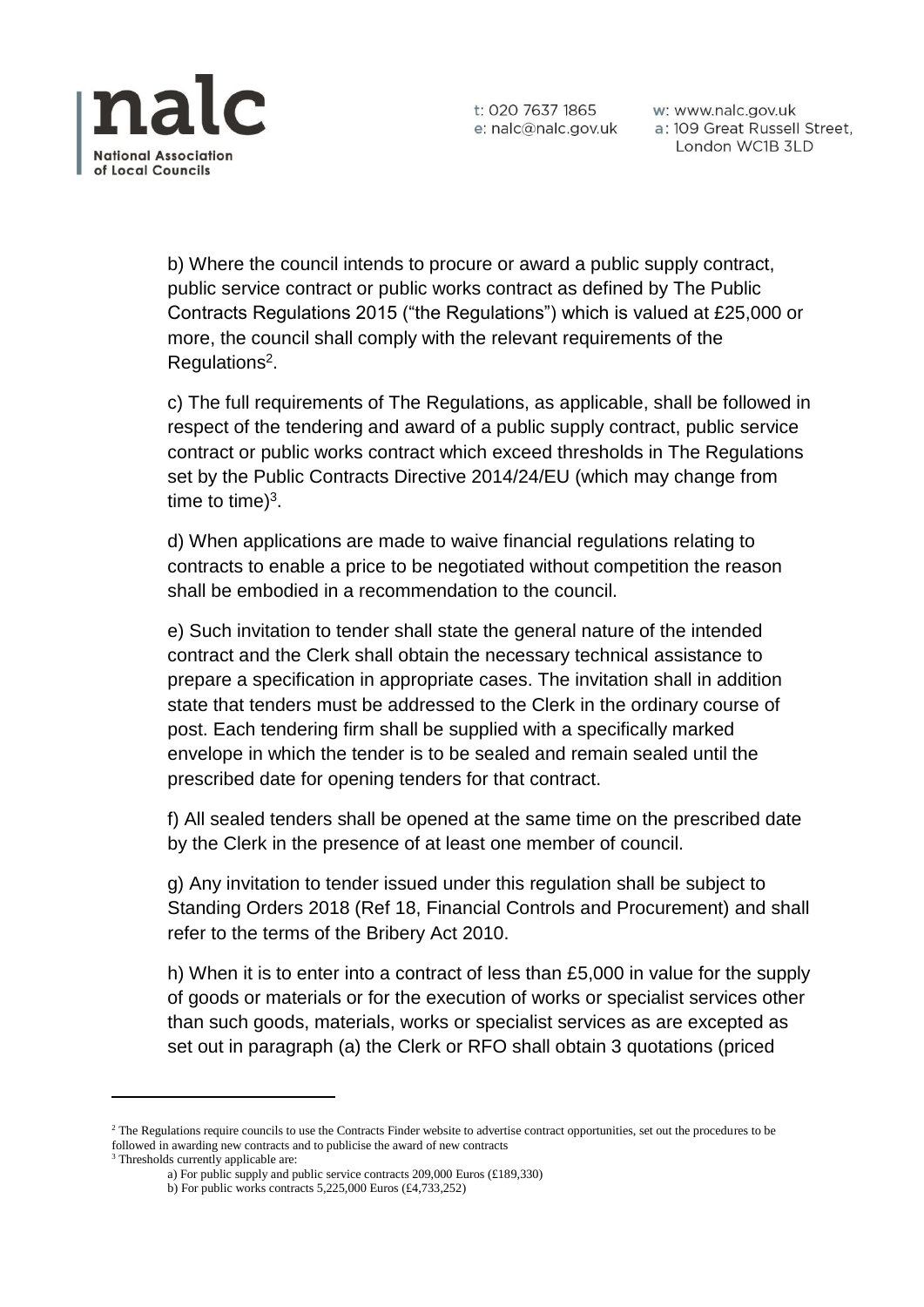b) Where the council intends to procure or award a public supply contract, public service contract or public works contract as defined by The Public Contracts Regulations 2015 ("the Regulations") which is valued at £25,000 or more, the council shall comply with the relevant requirements of the Regulations[2].

c) The full requirements of The Regulations, as applicable, shall be followed in respect of the tendering and award of a public supply contract, public service contract or public works contract which exceed thresholds in The Regulations set by the Public Contracts Directive 2014/24/EU (which may change from time to time)[3].

d) When applications are made to waive financial regulations relating to contracts to enable a price to be negotiated without competition the reason shall be embodied in a recommendation to the council.

e) Such invitation to tender shall state the general nature of the intended contract and the Clerk shall obtain the necessary technical assistance to prepare a specification in appropriate cases. The invitation shall in addition state that tenders must be addressed to the Clerk in the ordinary course of post. Each tendering firm shall be supplied with a specifically marked envelope in which the tender is to be sealed and remain sealed until the prescribed date for opening tenders for that contract.

f) All sealed tenders shall be opened at the same time on the prescribed date by the Clerk in the presence of at least one member of council.

g) Any invitation to tender issued under this regulation shall be subject to Standing Orders 2018 (Ref 18, Financial Controls and Procurement) and shall refer to the terms of the Bribery Act 2010.

h) When it is to enter into a contract of less than £5,000 in value for the supply of goods or materials or for the execution of works or specialist services other than such goods, materials, works or specialist services as are excepted as set out in paragraph (a) the Clerk or RFO shall obtain 3 quotations (priced

---

[2] The Regulations require councils to use the Contracts Finder website to advertise contract opportunities, set out the procedures to be followed in awarding new contracts and to publicise the award of new contracts

[3] Thresholds currently applicable are:

a) For public supply and public service contracts 209,000 Euros (£189,330)

b) For public works contracts 5,225,000 Euros (£4,733,252)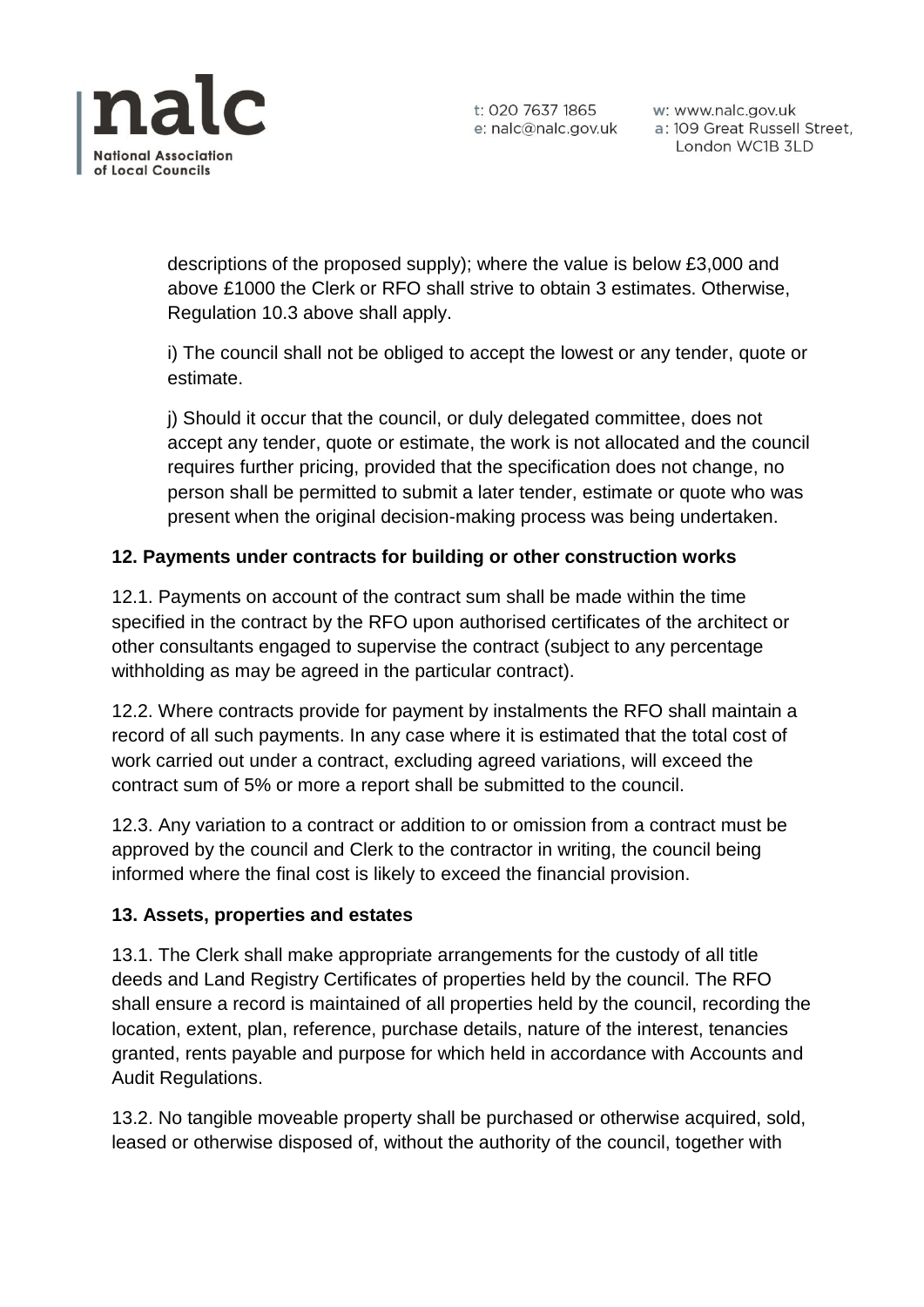descriptions of the proposed supply); where the value is below £3,000 and above £1000 the Clerk or RFO shall strive to obtain 3 estimates. Otherwise, Regulation 10.3 above shall apply.

i) The council shall not be obliged to accept the lowest or any tender, quote or estimate.

j) Should it occur that the council, or duly delegated committee, does not accept any tender, quote or estimate, the work is not allocated and the council requires further pricing, provided that the specification does not change, no person shall be permitted to submit a later tender, estimate or quote who was present when the original decision-making process was being undertaken.

**12. Payments under contracts for building or other construction works**

12.1. Payments on account of the contract sum shall be made within the time specified in the contract by the RFO upon authorised certificates of the architect or other consultants engaged to supervise the contract (subject to any percentage withholding as may be agreed in the particular contract).

12.2. Where contracts provide for payment by instalments the RFO shall maintain a record of all such payments. In any case where it is estimated that the total cost of work carried out under a contract, excluding agreed variations, will exceed the contract sum of 5% or more a report shall be submitted to the council.

12.3. Any variation to a contract or addition to or omission from a contract must be approved by the council and Clerk to the contractor in writing, the council being informed where the final cost is likely to exceed the financial provision.

**13. Assets, properties and estates**

13.1. The Clerk shall make appropriate arrangements for the custody of all title deeds and Land Registry Certificates of properties held by the council. The RFO shall ensure a record is maintained of all properties held by the council, recording the location, extent, plan, reference, purchase details, nature of the interest, tenancies granted, rents payable and purpose for which held in accordance with Accounts and Audit Regulations.

13.2. No tangible moveable property shall be purchased or otherwise acquired, sold, leased or otherwise disposed of, without the authority of the council, together with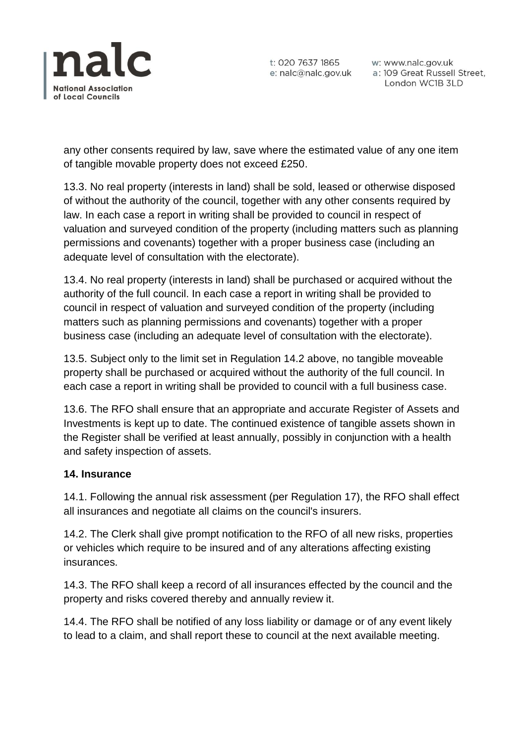any other consents required by law, save where the estimated value of any one item of tangible movable property does not exceed £250.

13.3. No real property (interests in land) shall be sold, leased or otherwise disposed of without the authority of the council, together with any other consents required by law. In each case a report in writing shall be provided to council in respect of valuation and surveyed condition of the property (including matters such as planning permissions and covenants) together with a proper business case (including an adequate level of consultation with the electorate).

13.4. No real property (interests in land) shall be purchased or acquired without the authority of the full council. In each case a report in writing shall be provided to council in respect of valuation and surveyed condition of the property (including matters such as planning permissions and covenants) together with a proper business case (including an adequate level of consultation with the electorate).

13.5. Subject only to the limit set in Regulation 14.2 above, no tangible moveable property shall be purchased or acquired without the authority of the full council. In each case a report in writing shall be provided to council with a full business case.

13.6. The RFO shall ensure that an appropriate and accurate Register of Assets and Investments is kept up to date. The continued existence of tangible assets shown in the Register shall be verified at least annually, possibly in conjunction with a health and safety inspection of assets.

**14. Insurance**

14.1. Following the annual risk assessment (per Regulation 17), the RFO shall effect all insurances and negotiate all claims on the council's insurers.

14.2. The Clerk shall give prompt notification to the RFO of all new risks, properties or vehicles which require to be insured and of any alterations affecting existing insurances.

14.3. The RFO shall keep a record of all insurances effected by the council and the property and risks covered thereby and annually review it.

14.4. The RFO shall be notified of any loss liability or damage or of any event likely to lead to a claim, and shall report these to council at the next available meeting.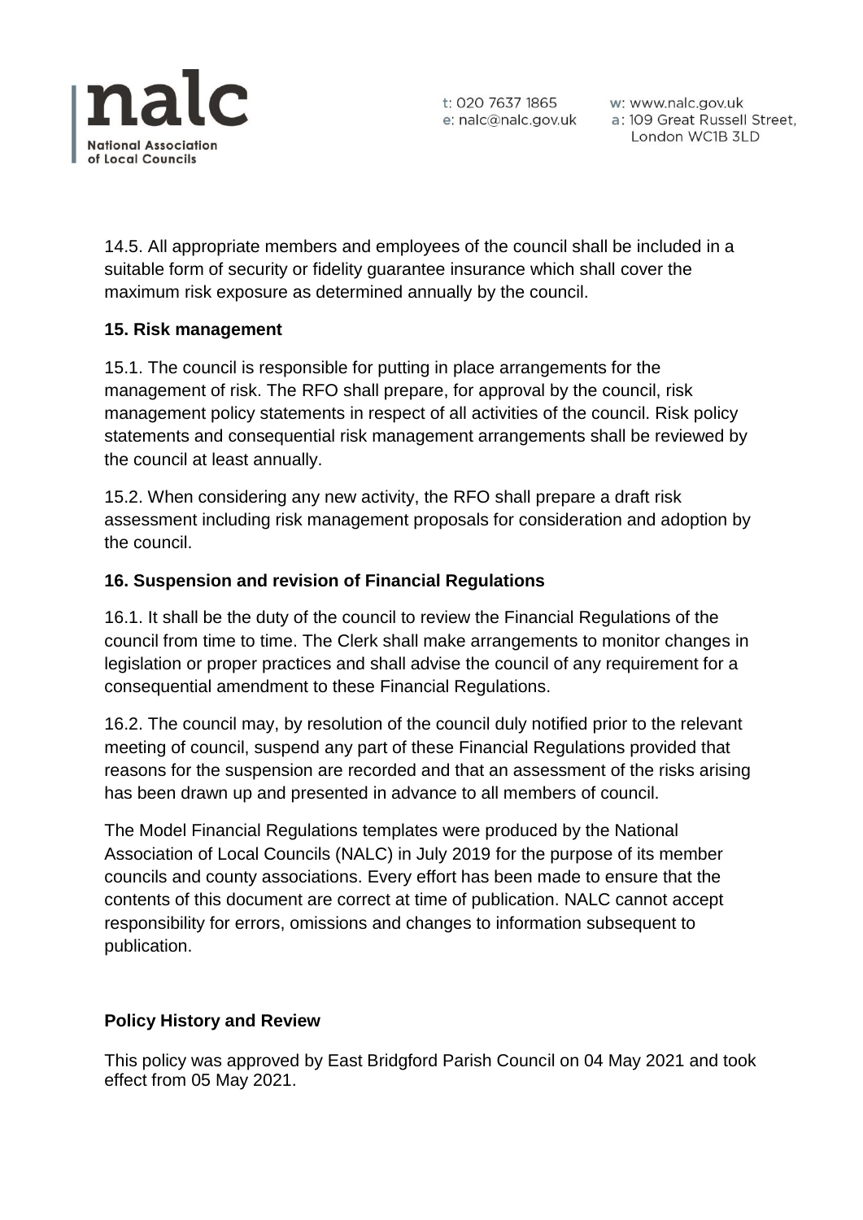14.5. All appropriate members and employees of the council shall be included in a suitable form of security or fidelity guarantee insurance which shall cover the maximum risk exposure as determined annually by the council.

## 15. Risk management

15.1. The council is responsible for putting in place arrangements for the management of risk. The RFO shall prepare, for approval by the council, risk management policy statements in respect of all activities of the council. Risk policy statements and consequential risk management arrangements shall be reviewed by the council at least annually.

15.2. When considering any new activity, the RFO shall prepare a draft risk assessment including risk management proposals for consideration and adoption by the council.

## 16. Suspension and revision of Financial Regulations

16.1. It shall be the duty of the council to review the Financial Regulations of the council from time to time. The Clerk shall make arrangements to monitor changes in legislation or proper practices and shall advise the council of any requirement for a consequential amendment to these Financial Regulations.

16.2. The council may, by resolution of the council duly notified prior to the relevant meeting of council, suspend any part of these Financial Regulations provided that reasons for the suspension are recorded and that an assessment of the risks arising has been drawn up and presented in advance to all members of council.

The Model Financial Regulations templates were produced by the National Association of Local Councils (NALC) in July 2019 for the purpose of its member councils and county associations. Every effort has been made to ensure that the contents of this document are correct at time of publication. NALC cannot accept responsibility for errors, omissions and changes to information subsequent to publication.

## Policy History and Review

This policy was approved by East Bridgford Parish Council on 04 May 2021 and took effect from 05 May 2021.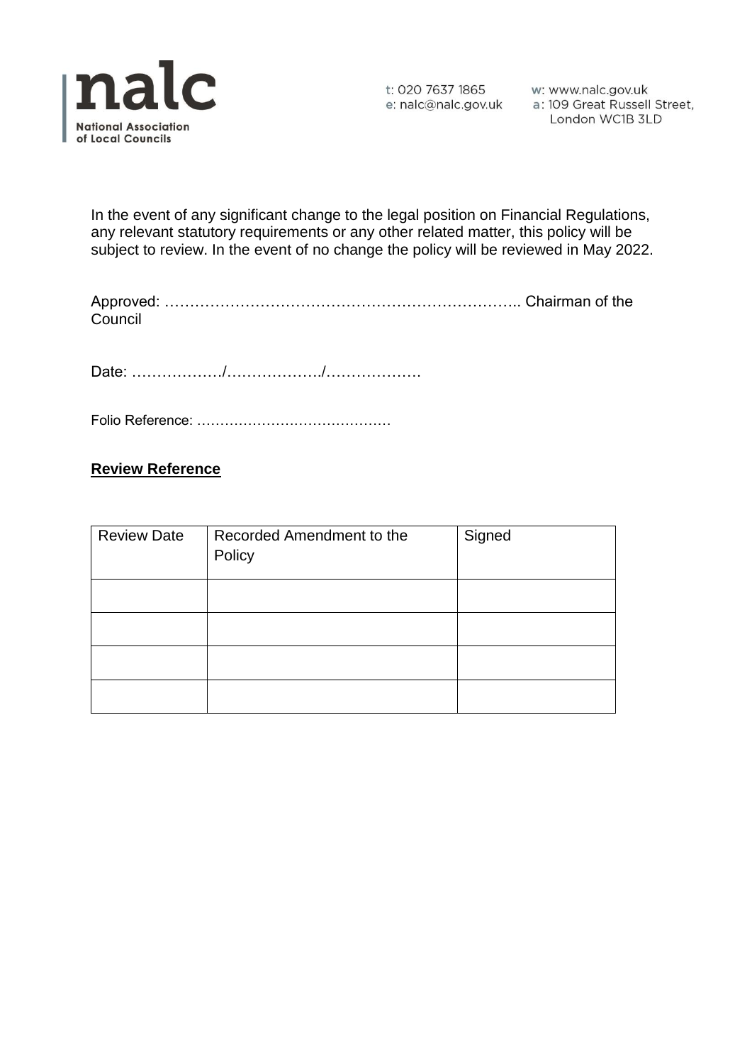In the event of any significant change to the legal position on Financial Regulations, any relevant statutory requirements or any other related matter, this policy will be subject to review. In the event of no change the policy will be reviewed in May 2022.

Approved: …………………………………………………………….. Chairman of the Council

Date: ………………/………………./……………….

Folio Reference: ……………………………………

**Review Reference**

| Review Date | Recorded Amendment to the Policy | Signed |
|---|---|---|
| | | |
| | | |
| | | |
| | | |